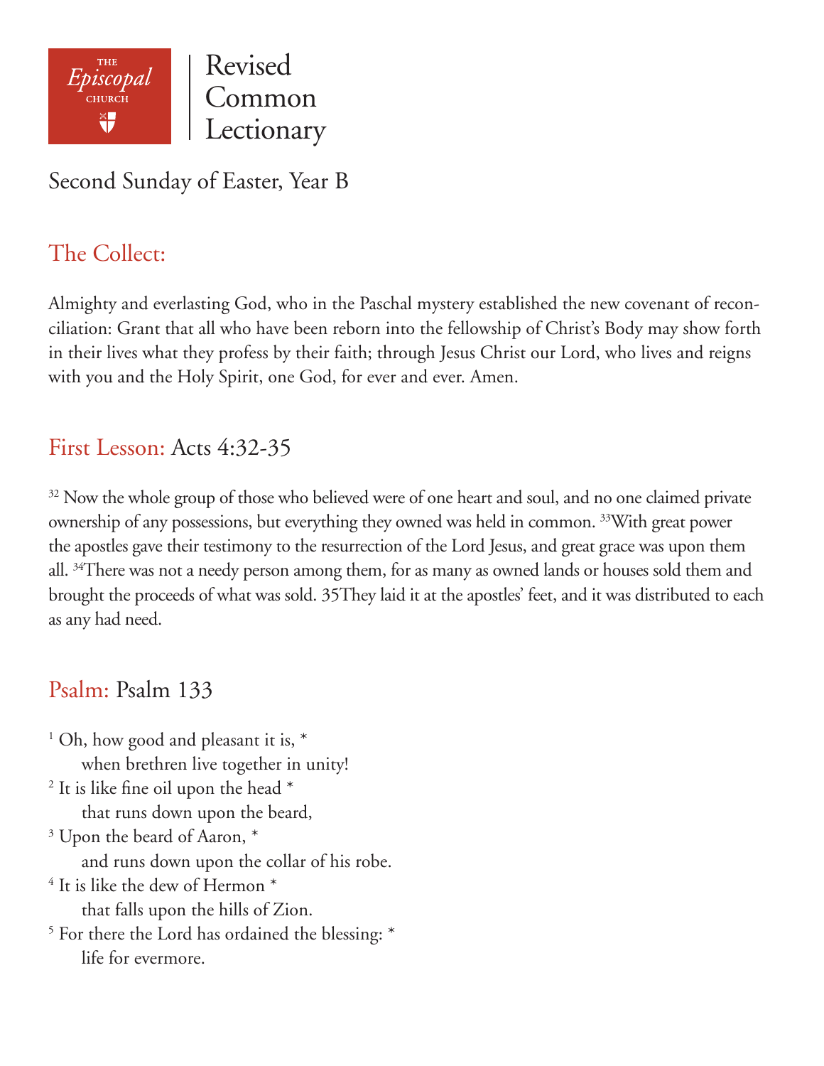THE *Episcopal* CHURCH

# Revised Common Lectionary

## Second Sunday of Easter, Year B

### The Collect:

Almighty and everlasting God, who in the Paschal mystery established the new covenant of reconciliation: Grant that all who have been reborn into the fellowship of Christ's Body may show forth in their lives what they profess by their faith; through Jesus Christ our Lord, who lives and reigns with you and the Holy Spirit, one God, for ever and ever. Amen.

### First Lesson: Acts 4:32-35

[32] Now the whole group of those who believed were of one heart and soul, and no one claimed private ownership of any possessions, but everything they owned was held in common. [33]With great power the apostles gave their testimony to the resurrection of the Lord Jesus, and great grace was upon them all. [34]There was not a needy person among them, for as many as owned lands or houses sold them and brought the proceeds of what was sold. 35They laid it at the apostles' feet, and it was distributed to each as any had need.

### Psalm: Psalm 133

[1] Oh, how good and pleasant it is, *  
  when brethren live together in unity!  
[2] It is like fine oil upon the head *  
  that runs down upon the beard,  
[3] Upon the beard of Aaron, *  
  and runs down upon the collar of his robe.  
[4] It is like the dew of Hermon *  
  that falls upon the hills of Zion.  
[5] For there the Lord has ordained the blessing: *  
  life for evermore.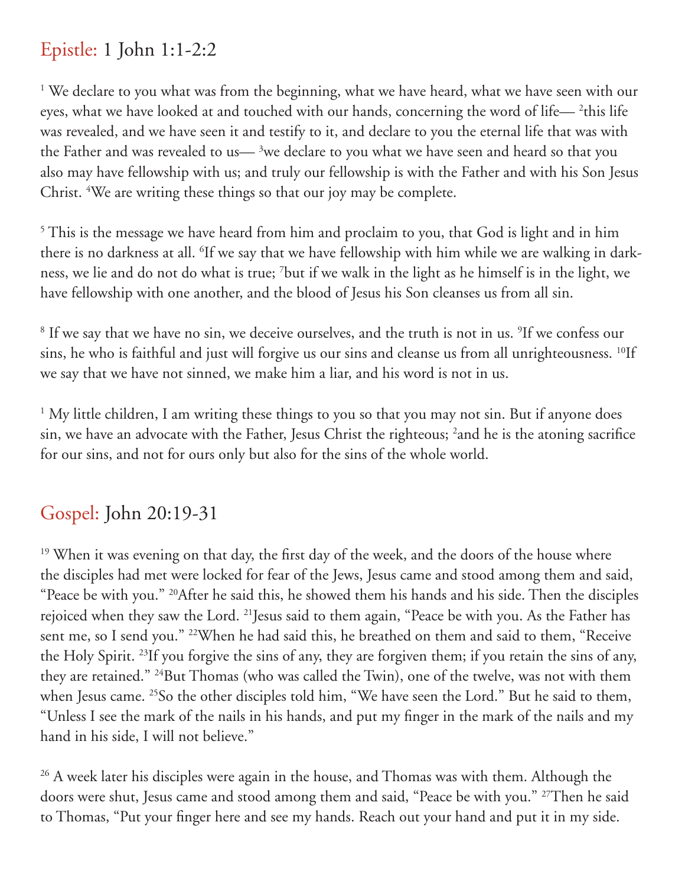## Epistle: 1 John 1:1-2:2

[1] We declare to you what was from the beginning, what we have heard, what we have seen with our eyes, what we have looked at and touched with our hands, concerning the word of life— [2]this life was revealed, and we have seen it and testify to it, and declare to you the eternal life that was with the Father and was revealed to us— [3]we declare to you what we have seen and heard so that you also may have fellowship with us; and truly our fellowship is with the Father and with his Son Jesus Christ. [4]We are writing these things so that our joy may be complete.

[5] This is the message we have heard from him and proclaim to you, that God is light and in him there is no darkness at all. [6]If we say that we have fellowship with him while we are walking in darkness, we lie and do not do what is true; [7]but if we walk in the light as he himself is in the light, we have fellowship with one another, and the blood of Jesus his Son cleanses us from all sin.

[8] If we say that we have no sin, we deceive ourselves, and the truth is not in us. [9]If we confess our sins, he who is faithful and just will forgive us our sins and cleanse us from all unrighteousness. [10]If we say that we have not sinned, we make him a liar, and his word is not in us.

[1] My little children, I am writing these things to you so that you may not sin. But if anyone does sin, we have an advocate with the Father, Jesus Christ the righteous; [2]and he is the atoning sacrifice for our sins, and not for ours only but also for the sins of the whole world.

## Gospel: John 20:19-31

[19] When it was evening on that day, the first day of the week, and the doors of the house where the disciples had met were locked for fear of the Jews, Jesus came and stood among them and said, "Peace be with you." [20]After he said this, he showed them his hands and his side. Then the disciples rejoiced when they saw the Lord. [21]Jesus said to them again, "Peace be with you. As the Father has sent me, so I send you." [22]When he had said this, he breathed on them and said to them, "Receive the Holy Spirit. [23]If you forgive the sins of any, they are forgiven them; if you retain the sins of any, they are retained." [24]But Thomas (who was called the Twin), one of the twelve, was not with them when Jesus came. [25]So the other disciples told him, "We have seen the Lord." But he said to them, "Unless I see the mark of the nails in his hands, and put my finger in the mark of the nails and my hand in his side, I will not believe."

[26] A week later his disciples were again in the house, and Thomas was with them. Although the doors were shut, Jesus came and stood among them and said, "Peace be with you." [27]Then he said to Thomas, "Put your finger here and see my hands. Reach out your hand and put it in my side.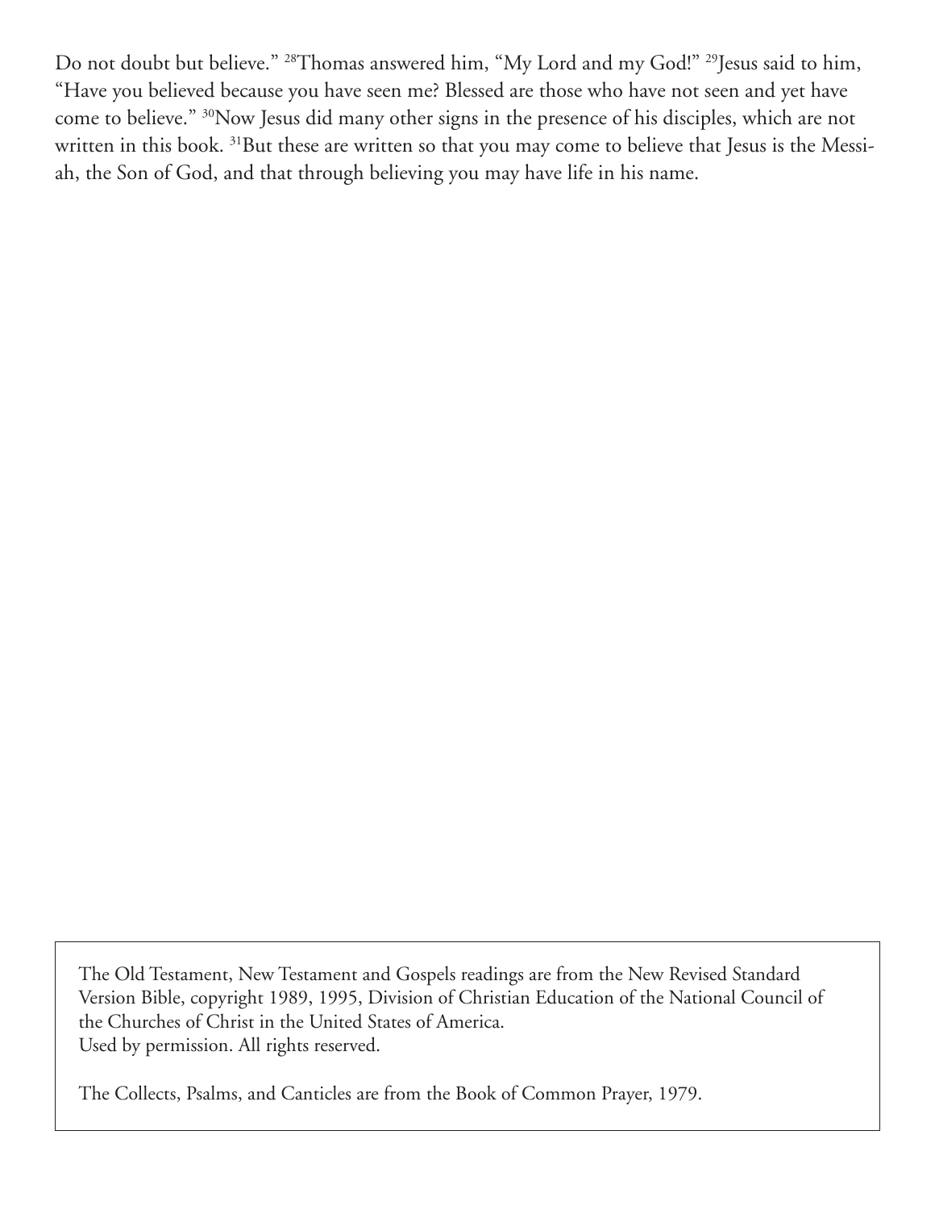Do not doubt but believe." [28]Thomas answered him, "My Lord and my God!" [29]Jesus said to him, "Have you believed because you have seen me? Blessed are those who have not seen and yet have come to believe." [30]Now Jesus did many other signs in the presence of his disciples, which are not written in this book. [31]But these are written so that you may come to believe that Jesus is the Messiah, the Son of God, and that through believing you may have life in his name.

The Old Testament, New Testament and Gospels readings are from the New Revised Standard Version Bible, copyright 1989, 1995, Division of Christian Education of the National Council of the Churches of Christ in the United States of America.
Used by permission. All rights reserved.

The Collects, Psalms, and Canticles are from the Book of Common Prayer, 1979.